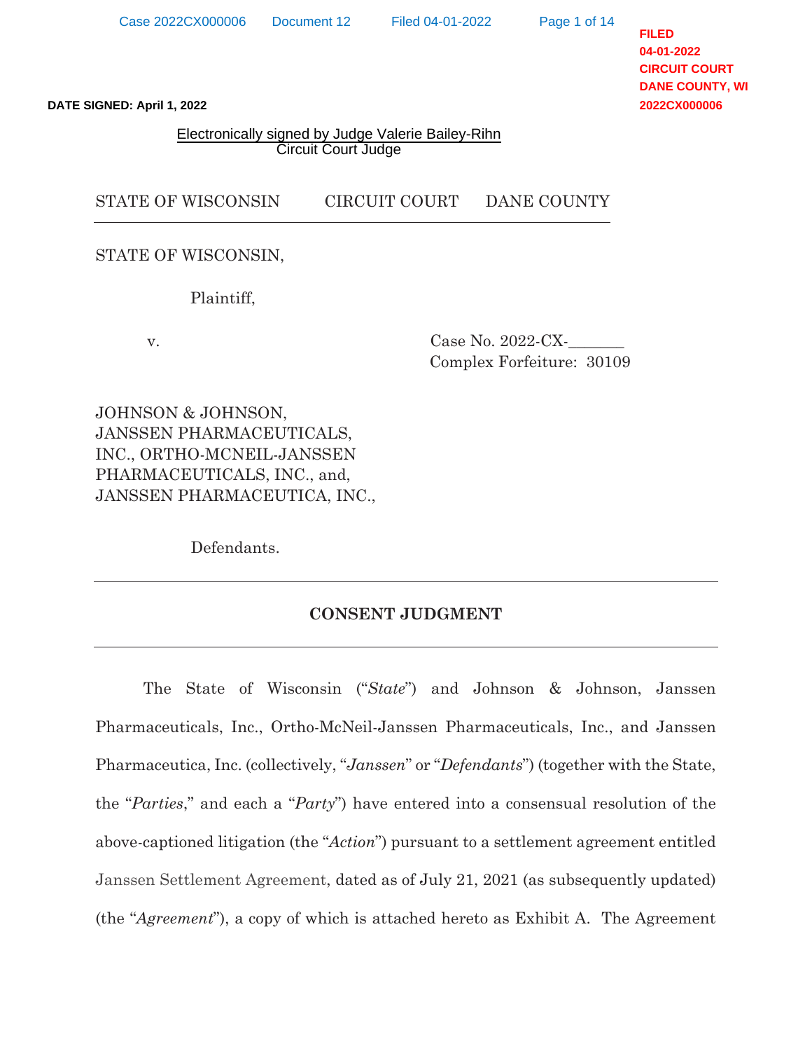FILED
04-01-2022
CIRCUIT COURT
DANE COUNTY, WI
2022CX000006

**DATE SIGNED: April 1, 2022**

Electronically signed by Judge Valerie Bailey-Rihn
Circuit Court Judge

STATE OF WISCONSIN CIRCUIT COURT DANE COUNTY

---

STATE OF WISCONSIN,

Plaintiff,

v.

Case No. 2022-CX-_______
Complex Forfeiture: 30109

JOHNSON & JOHNSON, JANSSEN PHARMACEUTICALS, INC., ORTHO-MCNEIL-JANSSEN PHARMACEUTICALS, INC., and, JANSSEN PHARMACEUTICA, INC.,

Defendants.

---

## CONSENT JUDGMENT

---

The State of Wisconsin ("*State*") and Johnson & Johnson, Janssen Pharmaceuticals, Inc., Ortho-McNeil-Janssen Pharmaceuticals, Inc., and Janssen Pharmaceutica, Inc. (collectively, "*Janssen*" or "*Defendants*") (together with the State, the "*Parties*," and each a "*Party*") have entered into a consensual resolution of the above-captioned litigation (the "*Action*") pursuant to a settlement agreement entitled Janssen Settlement Agreement, dated as of July 21, 2021 (as subsequently updated) (the "*Agreement*"), a copy of which is attached hereto as Exhibit A. The Agreement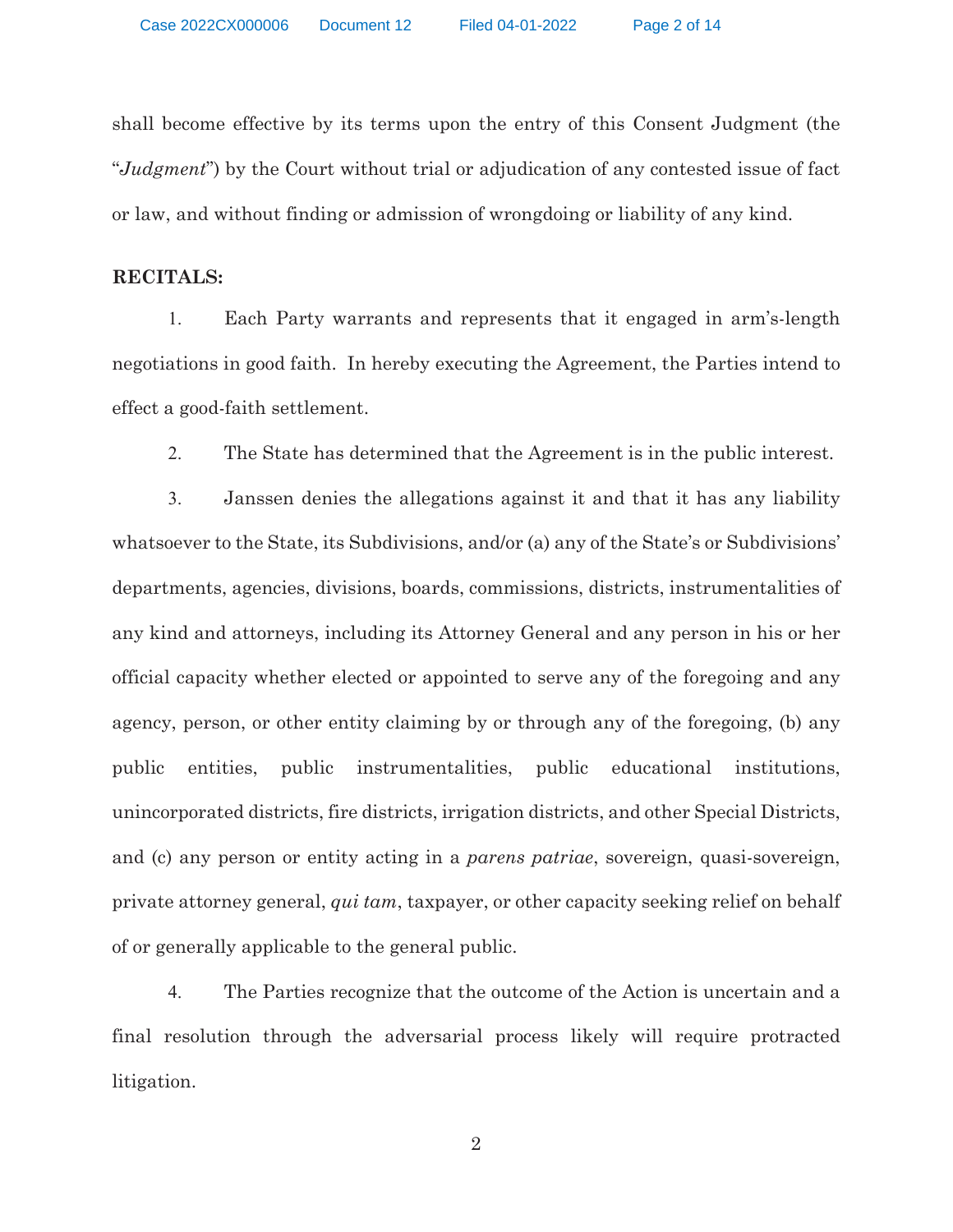shall become effective by its terms upon the entry of this Consent Judgment (the "*Judgment*") by the Court without trial or adjudication of any contested issue of fact or law, and without finding or admission of wrongdoing or liability of any kind.

**RECITALS:**

1. Each Party warrants and represents that it engaged in arm's-length negotiations in good faith. In hereby executing the Agreement, the Parties intend to effect a good-faith settlement.

2. The State has determined that the Agreement is in the public interest.

3. Janssen denies the allegations against it and that it has any liability whatsoever to the State, its Subdivisions, and/or (a) any of the State's or Subdivisions' departments, agencies, divisions, boards, commissions, districts, instrumentalities of any kind and attorneys, including its Attorney General and any person in his or her official capacity whether elected or appointed to serve any of the foregoing and any agency, person, or other entity claiming by or through any of the foregoing, (b) any public entities, public instrumentalities, public educational institutions, unincorporated districts, fire districts, irrigation districts, and other Special Districts, and (c) any person or entity acting in a *parens patriae*, sovereign, quasi-sovereign, private attorney general, *qui tam*, taxpayer, or other capacity seeking relief on behalf of or generally applicable to the general public.

4. The Parties recognize that the outcome of the Action is uncertain and a final resolution through the adversarial process likely will require protracted litigation.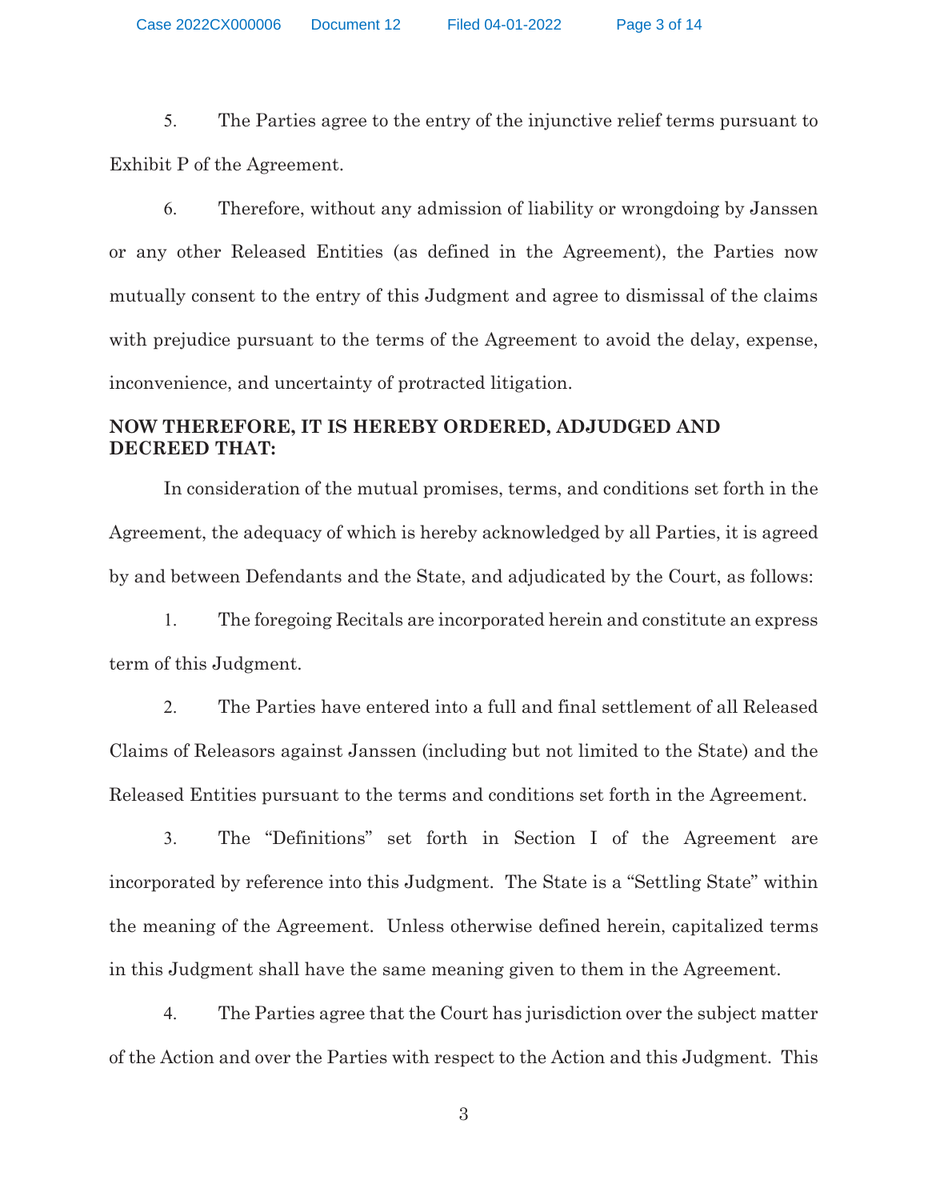5. The Parties agree to the entry of the injunctive relief terms pursuant to Exhibit P of the Agreement.

6. Therefore, without any admission of liability or wrongdoing by Janssen or any other Released Entities (as defined in the Agreement), the Parties now mutually consent to the entry of this Judgment and agree to dismissal of the claims with prejudice pursuant to the terms of the Agreement to avoid the delay, expense, inconvenience, and uncertainty of protracted litigation.

**NOW THEREFORE, IT IS HEREBY ORDERED, ADJUDGED AND DECREED THAT:**

In consideration of the mutual promises, terms, and conditions set forth in the Agreement, the adequacy of which is hereby acknowledged by all Parties, it is agreed by and between Defendants and the State, and adjudicated by the Court, as follows:

1. The foregoing Recitals are incorporated herein and constitute an express term of this Judgment.

2. The Parties have entered into a full and final settlement of all Released Claims of Releasors against Janssen (including but not limited to the State) and the Released Entities pursuant to the terms and conditions set forth in the Agreement.

3. The "Definitions" set forth in Section I of the Agreement are incorporated by reference into this Judgment. The State is a "Settling State" within the meaning of the Agreement. Unless otherwise defined herein, capitalized terms in this Judgment shall have the same meaning given to them in the Agreement.

4. The Parties agree that the Court has jurisdiction over the subject matter of the Action and over the Parties with respect to the Action and this Judgment. This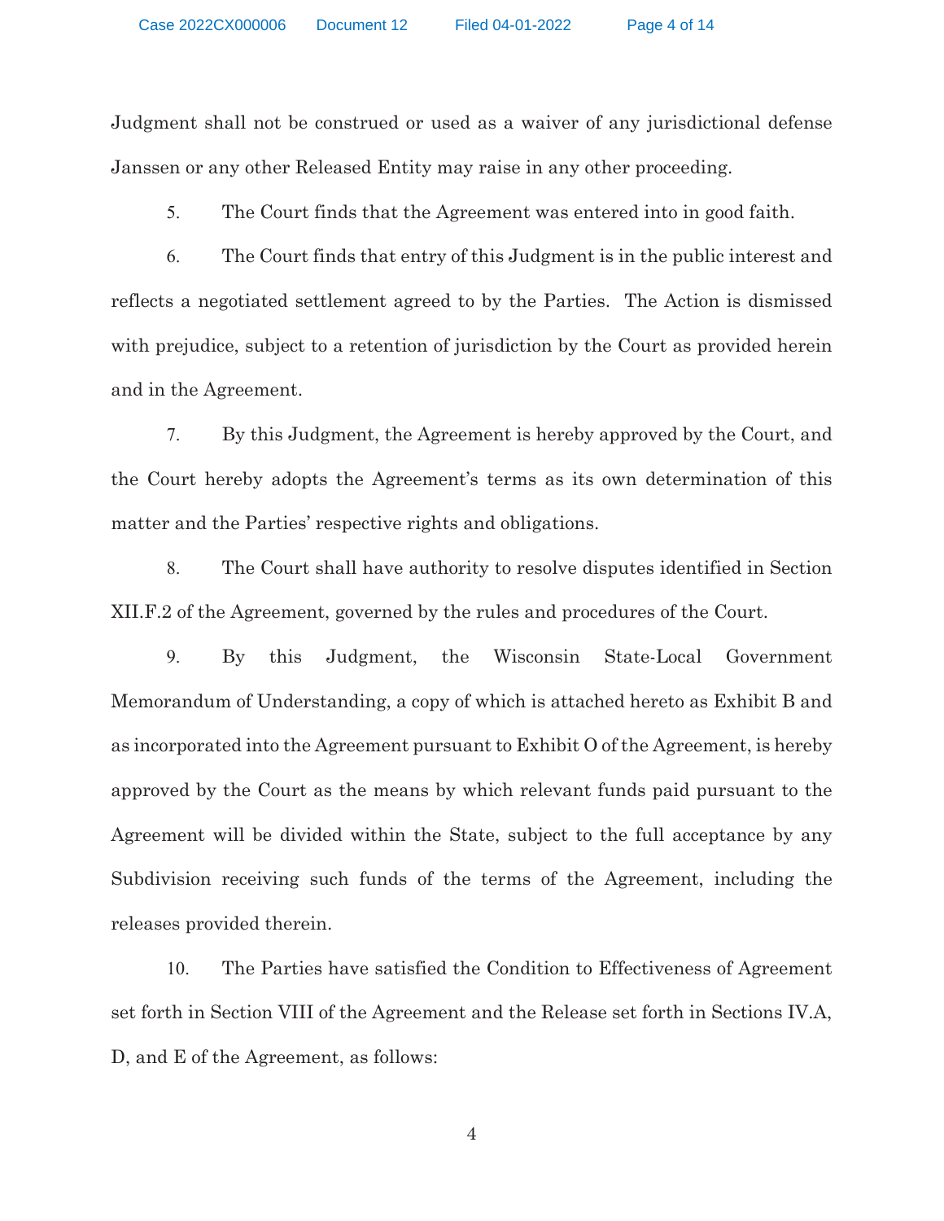Judgment shall not be construed or used as a waiver of any jurisdictional defense Janssen or any other Released Entity may raise in any other proceeding.

5. The Court finds that the Agreement was entered into in good faith.

6. The Court finds that entry of this Judgment is in the public interest and reflects a negotiated settlement agreed to by the Parties. The Action is dismissed with prejudice, subject to a retention of jurisdiction by the Court as provided herein and in the Agreement.

7. By this Judgment, the Agreement is hereby approved by the Court, and the Court hereby adopts the Agreement's terms as its own determination of this matter and the Parties' respective rights and obligations.

8. The Court shall have authority to resolve disputes identified in Section XII.F.2 of the Agreement, governed by the rules and procedures of the Court.

9. By this Judgment, the Wisconsin State-Local Government Memorandum of Understanding, a copy of which is attached hereto as Exhibit B and as incorporated into the Agreement pursuant to Exhibit O of the Agreement, is hereby approved by the Court as the means by which relevant funds paid pursuant to the Agreement will be divided within the State, subject to the full acceptance by any Subdivision receiving such funds of the terms of the Agreement, including the releases provided therein.

10. The Parties have satisfied the Condition to Effectiveness of Agreement set forth in Section VIII of the Agreement and the Release set forth in Sections IV.A, D, and E of the Agreement, as follows: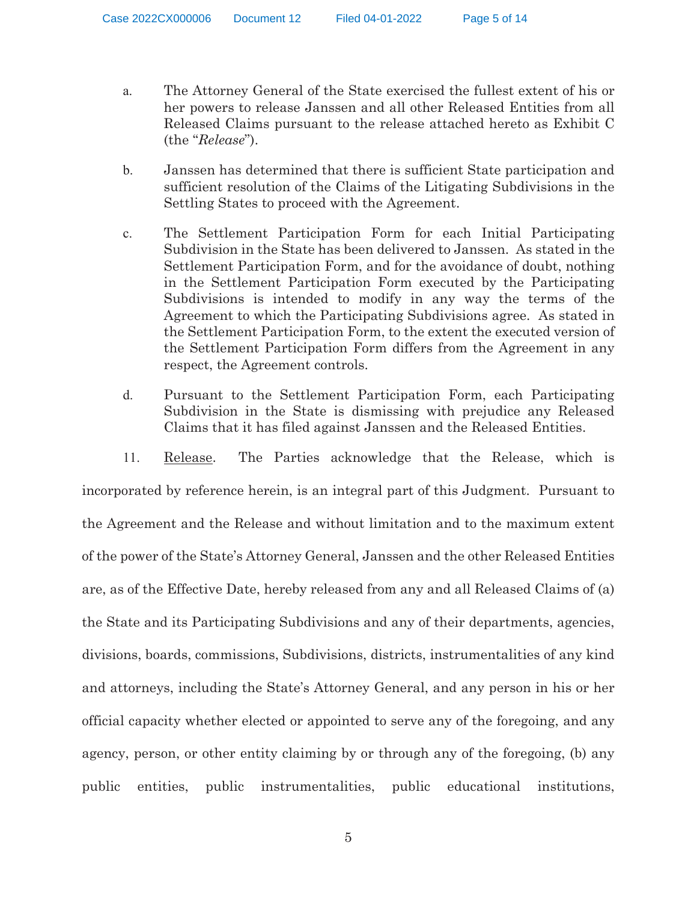a. The Attorney General of the State exercised the fullest extent of his or her powers to release Janssen and all other Released Entities from all Released Claims pursuant to the release attached hereto as Exhibit C (the "*Release*").

b. Janssen has determined that there is sufficient State participation and sufficient resolution of the Claims of the Litigating Subdivisions in the Settling States to proceed with the Agreement.

c. The Settlement Participation Form for each Initial Participating Subdivision in the State has been delivered to Janssen. As stated in the Settlement Participation Form, and for the avoidance of doubt, nothing in the Settlement Participation Form executed by the Participating Subdivisions is intended to modify in any way the terms of the Agreement to which the Participating Subdivisions agree. As stated in the Settlement Participation Form, to the extent the executed version of the Settlement Participation Form differs from the Agreement in any respect, the Agreement controls.

d. Pursuant to the Settlement Participation Form, each Participating Subdivision in the State is dismissing with prejudice any Released Claims that it has filed against Janssen and the Released Entities.

11. Release. The Parties acknowledge that the Release, which is incorporated by reference herein, is an integral part of this Judgment. Pursuant to the Agreement and the Release and without limitation and to the maximum extent of the power of the State's Attorney General, Janssen and the other Released Entities are, as of the Effective Date, hereby released from any and all Released Claims of (a) the State and its Participating Subdivisions and any of their departments, agencies, divisions, boards, commissions, Subdivisions, districts, instrumentalities of any kind and attorneys, including the State's Attorney General, and any person in his or her official capacity whether elected or appointed to serve any of the foregoing, and any agency, person, or other entity claiming by or through any of the foregoing, (b) any public entities, public instrumentalities, public educational institutions,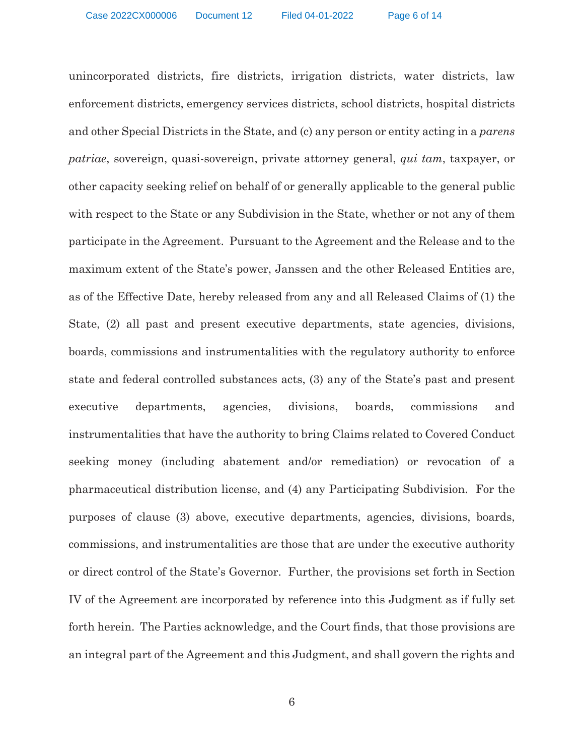unincorporated districts, fire districts, irrigation districts, water districts, law enforcement districts, emergency services districts, school districts, hospital districts and other Special Districts in the State, and (c) any person or entity acting in a *parens patriae*, sovereign, quasi-sovereign, private attorney general, *qui tam*, taxpayer, or other capacity seeking relief on behalf of or generally applicable to the general public with respect to the State or any Subdivision in the State, whether or not any of them participate in the Agreement. Pursuant to the Agreement and the Release and to the maximum extent of the State's power, Janssen and the other Released Entities are, as of the Effective Date, hereby released from any and all Released Claims of (1) the State, (2) all past and present executive departments, state agencies, divisions, boards, commissions and instrumentalities with the regulatory authority to enforce state and federal controlled substances acts, (3) any of the State's past and present executive departments, agencies, divisions, boards, commissions and instrumentalities that have the authority to bring Claims related to Covered Conduct seeking money (including abatement and/or remediation) or revocation of a pharmaceutical distribution license, and (4) any Participating Subdivision. For the purposes of clause (3) above, executive departments, agencies, divisions, boards, commissions, and instrumentalities are those that are under the executive authority or direct control of the State's Governor. Further, the provisions set forth in Section IV of the Agreement are incorporated by reference into this Judgment as if fully set forth herein. The Parties acknowledge, and the Court finds, that those provisions are an integral part of the Agreement and this Judgment, and shall govern the rights and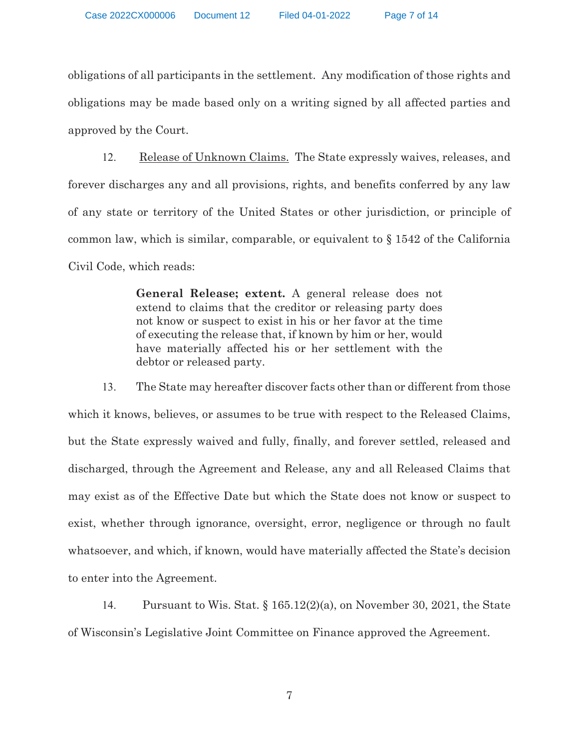obligations of all participants in the settlement. Any modification of those rights and obligations may be made based only on a writing signed by all affected parties and approved by the Court.

12. Release of Unknown Claims. The State expressly waives, releases, and forever discharges any and all provisions, rights, and benefits conferred by any law of any state or territory of the United States or other jurisdiction, or principle of common law, which is similar, comparable, or equivalent to § 1542 of the California Civil Code, which reads:

> **General Release; extent.** A general release does not extend to claims that the creditor or releasing party does not know or suspect to exist in his or her favor at the time of executing the release that, if known by him or her, would have materially affected his or her settlement with the debtor or released party.

13. The State may hereafter discover facts other than or different from those which it knows, believes, or assumes to be true with respect to the Released Claims, but the State expressly waived and fully, finally, and forever settled, released and discharged, through the Agreement and Release, any and all Released Claims that may exist as of the Effective Date but which the State does not know or suspect to exist, whether through ignorance, oversight, error, negligence or through no fault whatsoever, and which, if known, would have materially affected the State's decision to enter into the Agreement.

14. Pursuant to Wis. Stat. § 165.12(2)(a), on November 30, 2021, the State of Wisconsin's Legislative Joint Committee on Finance approved the Agreement.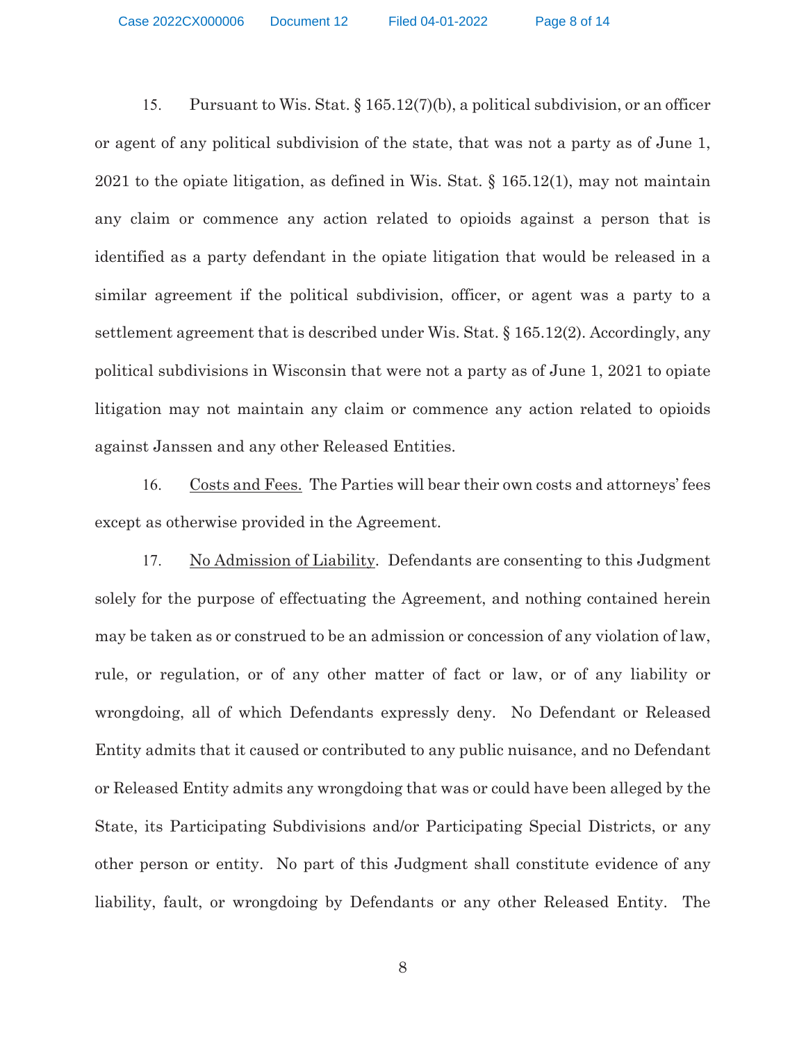15. Pursuant to Wis. Stat. § 165.12(7)(b), a political subdivision, or an officer or agent of any political subdivision of the state, that was not a party as of June 1, 2021 to the opiate litigation, as defined in Wis. Stat. § 165.12(1), may not maintain any claim or commence any action related to opioids against a person that is identified as a party defendant in the opiate litigation that would be released in a similar agreement if the political subdivision, officer, or agent was a party to a settlement agreement that is described under Wis. Stat. § 165.12(2). Accordingly, any political subdivisions in Wisconsin that were not a party as of June 1, 2021 to opiate litigation may not maintain any claim or commence any action related to opioids against Janssen and any other Released Entities.

16. Costs and Fees. The Parties will bear their own costs and attorneys' fees except as otherwise provided in the Agreement.

17. No Admission of Liability. Defendants are consenting to this Judgment solely for the purpose of effectuating the Agreement, and nothing contained herein may be taken as or construed to be an admission or concession of any violation of law, rule, or regulation, or of any other matter of fact or law, or of any liability or wrongdoing, all of which Defendants expressly deny. No Defendant or Released Entity admits that it caused or contributed to any public nuisance, and no Defendant or Released Entity admits any wrongdoing that was or could have been alleged by the State, its Participating Subdivisions and/or Participating Special Districts, or any other person or entity. No part of this Judgment shall constitute evidence of any liability, fault, or wrongdoing by Defendants or any other Released Entity. The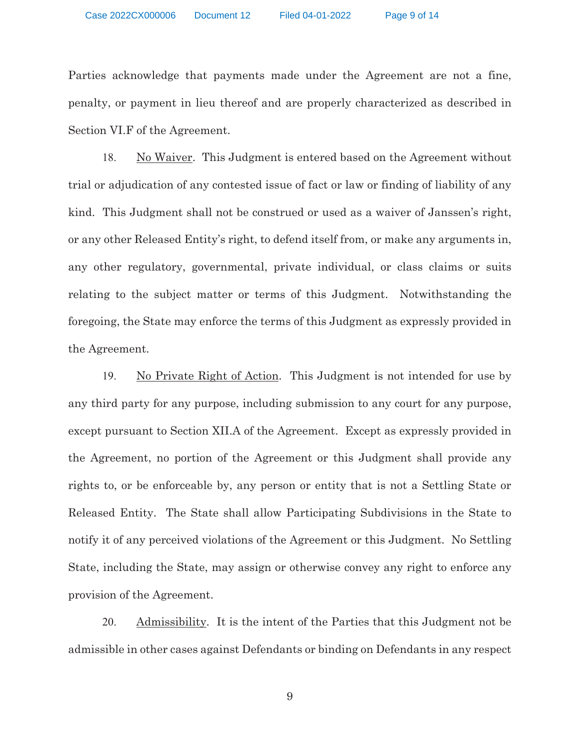Parties acknowledge that payments made under the Agreement are not a fine, penalty, or payment in lieu thereof and are properly characterized as described in Section VI.F of the Agreement.

18. No Waiver. This Judgment is entered based on the Agreement without trial or adjudication of any contested issue of fact or law or finding of liability of any kind. This Judgment shall not be construed or used as a waiver of Janssen's right, or any other Released Entity's right, to defend itself from, or make any arguments in, any other regulatory, governmental, private individual, or class claims or suits relating to the subject matter or terms of this Judgment. Notwithstanding the foregoing, the State may enforce the terms of this Judgment as expressly provided in the Agreement.

19. No Private Right of Action. This Judgment is not intended for use by any third party for any purpose, including submission to any court for any purpose, except pursuant to Section XII.A of the Agreement. Except as expressly provided in the Agreement, no portion of the Agreement or this Judgment shall provide any rights to, or be enforceable by, any person or entity that is not a Settling State or Released Entity. The State shall allow Participating Subdivisions in the State to notify it of any perceived violations of the Agreement or this Judgment. No Settling State, including the State, may assign or otherwise convey any right to enforce any provision of the Agreement.

20. Admissibility. It is the intent of the Parties that this Judgment not be admissible in other cases against Defendants or binding on Defendants in any respect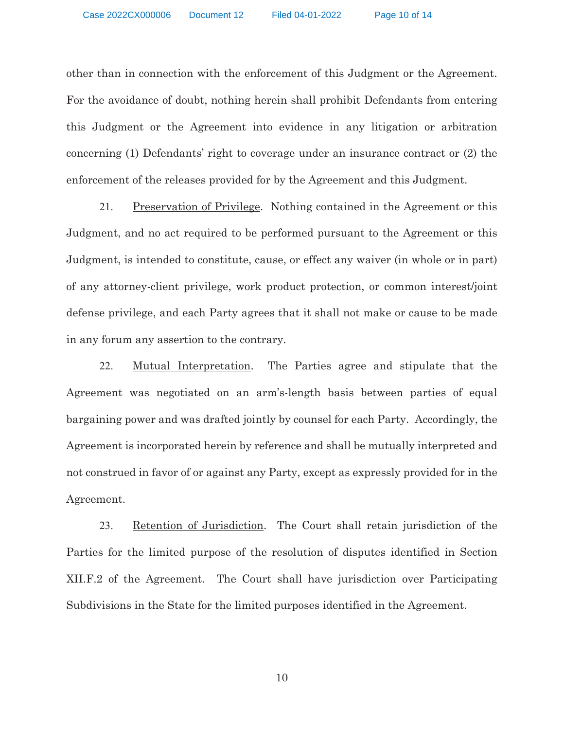other than in connection with the enforcement of this Judgment or the Agreement. For the avoidance of doubt, nothing herein shall prohibit Defendants from entering this Judgment or the Agreement into evidence in any litigation or arbitration concerning (1) Defendants' right to coverage under an insurance contract or (2) the enforcement of the releases provided for by the Agreement and this Judgment.

21. Preservation of Privilege. Nothing contained in the Agreement or this Judgment, and no act required to be performed pursuant to the Agreement or this Judgment, is intended to constitute, cause, or effect any waiver (in whole or in part) of any attorney-client privilege, work product protection, or common interest/joint defense privilege, and each Party agrees that it shall not make or cause to be made in any forum any assertion to the contrary.

22. Mutual Interpretation. The Parties agree and stipulate that the Agreement was negotiated on an arm's-length basis between parties of equal bargaining power and was drafted jointly by counsel for each Party. Accordingly, the Agreement is incorporated herein by reference and shall be mutually interpreted and not construed in favor of or against any Party, except as expressly provided for in the Agreement.

23. Retention of Jurisdiction. The Court shall retain jurisdiction of the Parties for the limited purpose of the resolution of disputes identified in Section XII.F.2 of the Agreement. The Court shall have jurisdiction over Participating Subdivisions in the State for the limited purposes identified in the Agreement.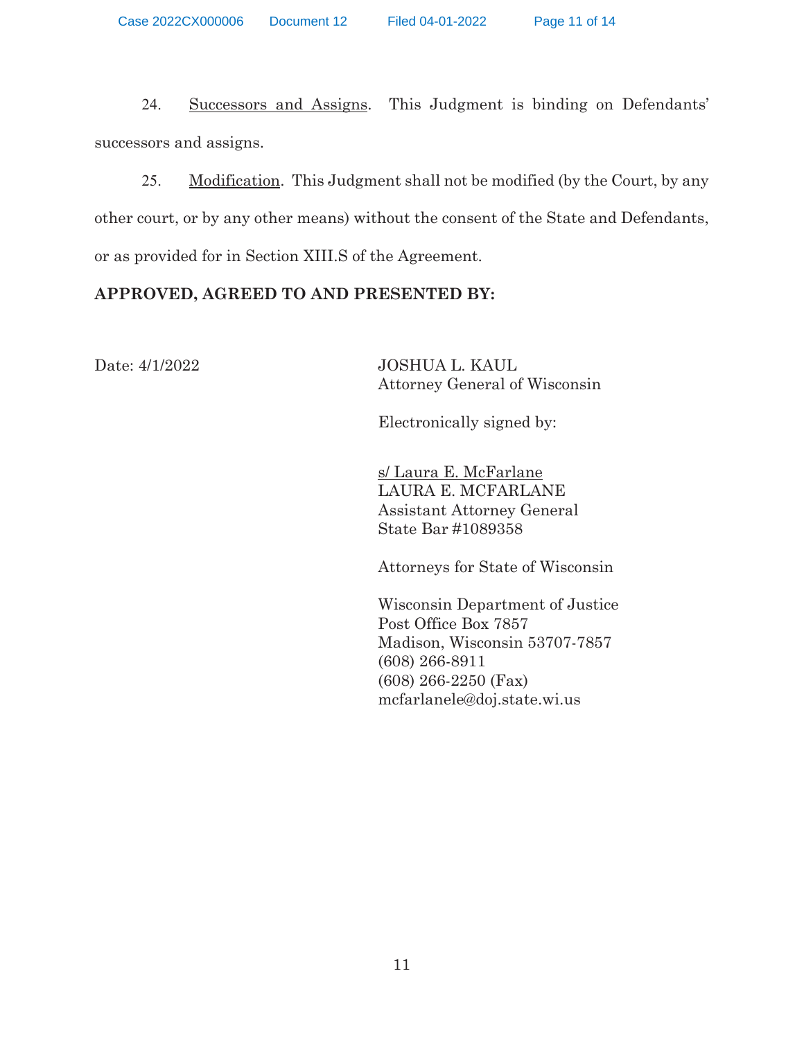24. Successors and Assigns. This Judgment is binding on Defendants' successors and assigns.

25. Modification. This Judgment shall not be modified (by the Court, by any other court, or by any other means) without the consent of the State and Defendants, or as provided for in Section XIII.S of the Agreement.

**APPROVED, AGREED TO AND PRESENTED BY:**

Date: 4/1/2022

JOSHUA L. KAUL
Attorney General of Wisconsin

Electronically signed by:

s/ Laura E. McFarlane
LAURA E. MCFARLANE
Assistant Attorney General
State Bar #1089358

Attorneys for State of Wisconsin

Wisconsin Department of Justice
Post Office Box 7857
Madison, Wisconsin 53707-7857
(608) 266-8911
(608) 266-2250 (Fax)
mcfarlanele@doj.state.wi.us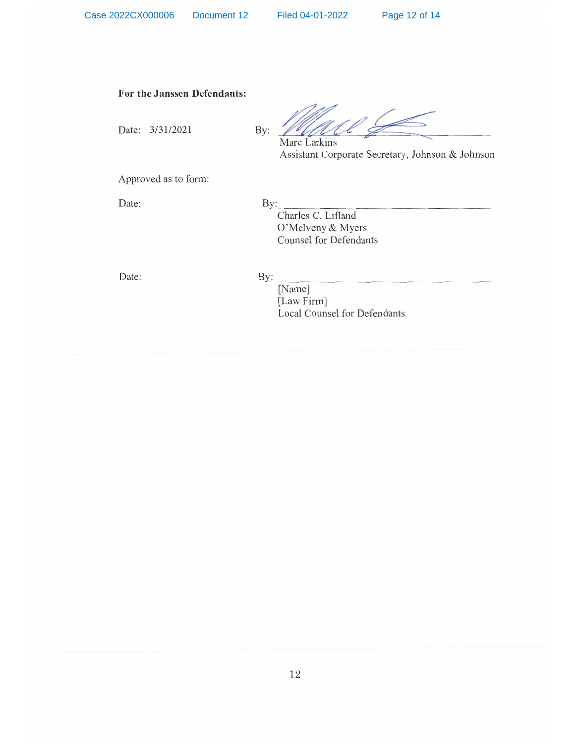**For the Janssen Defendants:**

Date: 3/31/2021

By: ______________________________
Marc Larkins
Assistant Corporate Secretary, Johnson & Johnson

Approved as to form:

Date:

By: ______________________________
Charles C. Lifland
O'Melveny & Myers
Counsel for Defendants

Date:

By: ______________________________
[Name]
[Law Firm]
Local Counsel for Defendants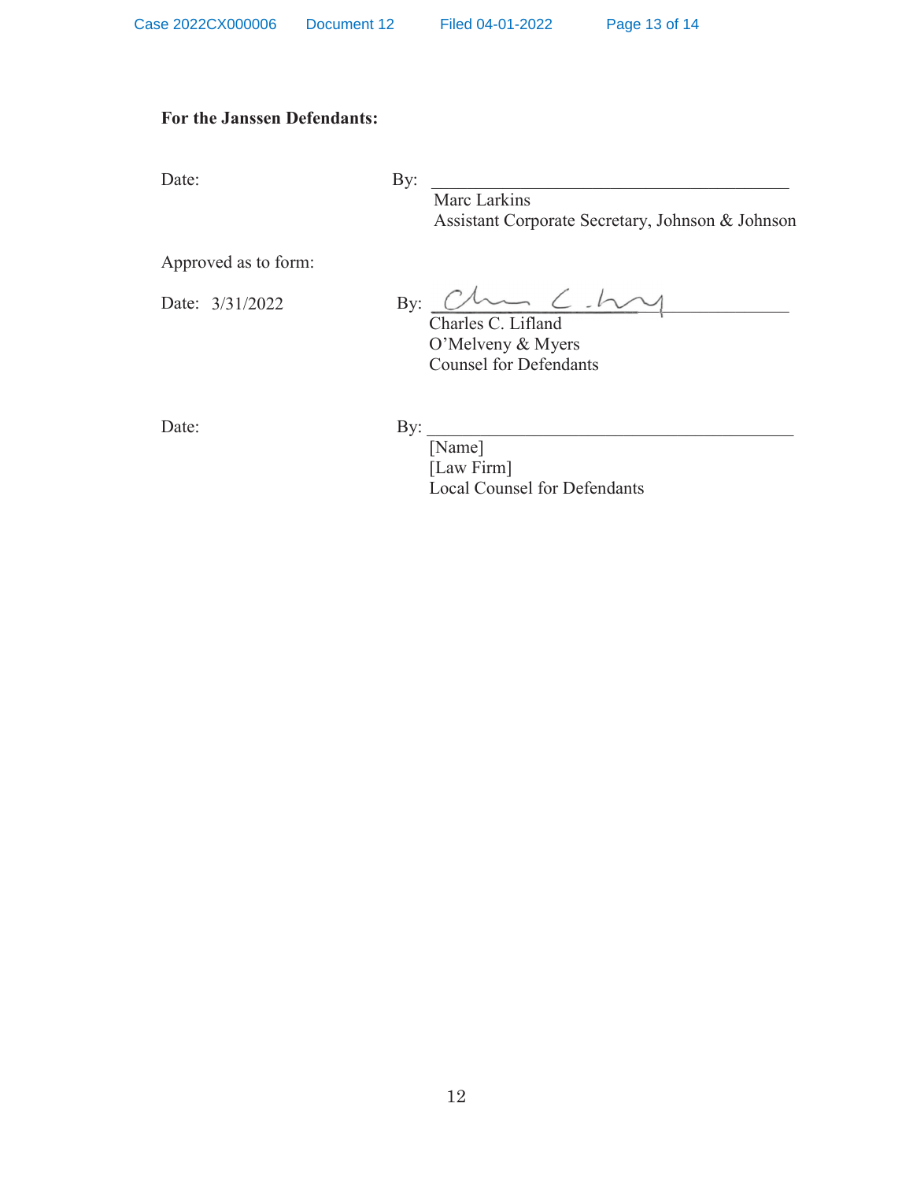**For the Janssen Defendants:**

Date: By: ______________________________

Marc Larkins
Assistant Corporate Secretary, Johnson & Johnson

Approved as to form:

Date: 3/31/2022 By: ______________________________

Charles C. Lifland
O'Melveny & Myers
Counsel for Defendants

Date: By: ______________________________

[Name]
[Law Firm]
Local Counsel for Defendants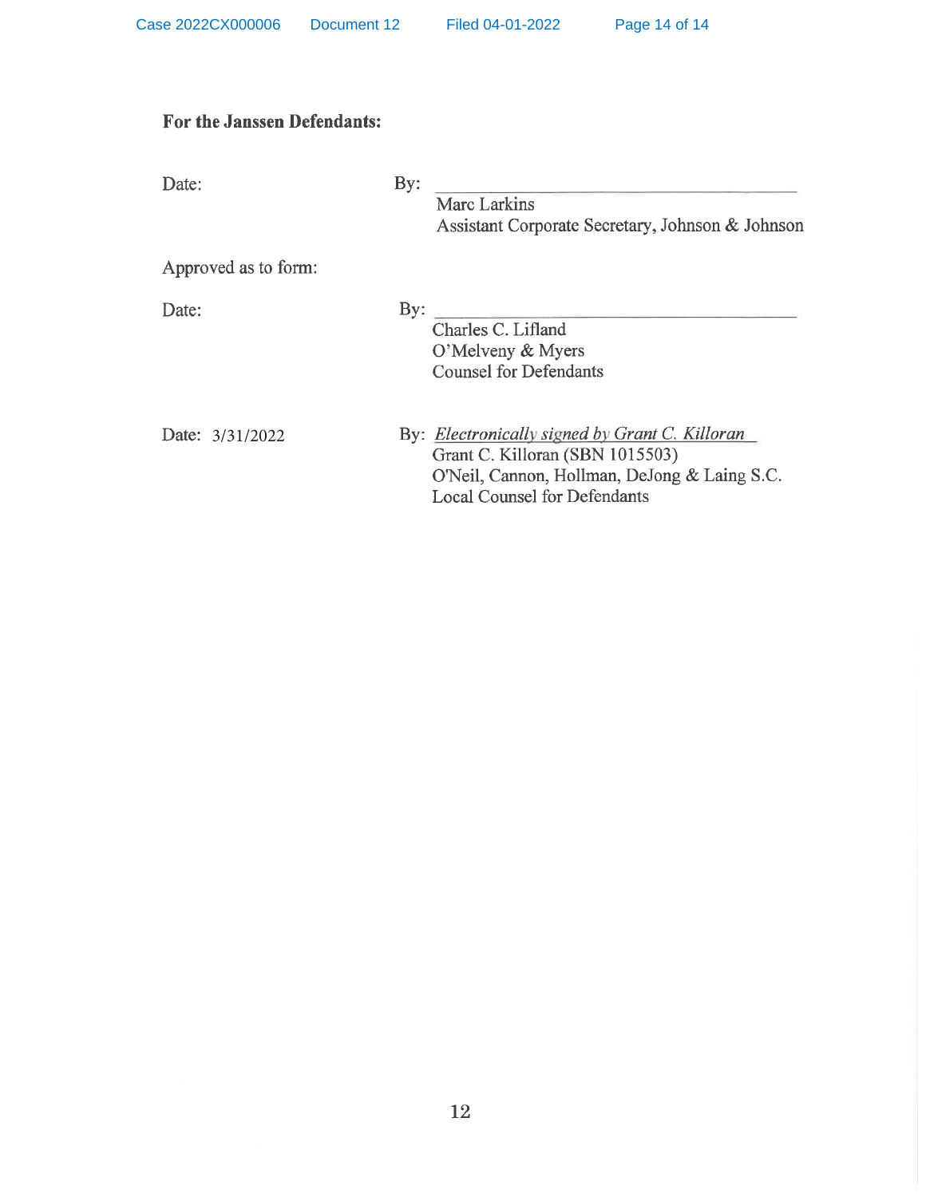**For the Janssen Defendants:**

Date: By: \_\_\_\_\_\_\_\_\_\_\_\_\_\_\_\_\_\_\_\_\_\_\_\_\_\_\_\_\_\_\_\_\_\_\_\_\_\_\_\_

Marc Larkins
Assistant Corporate Secretary, Johnson & Johnson

Approved as to form:

Date: By: \_\_\_\_\_\_\_\_\_\_\_\_\_\_\_\_\_\_\_\_\_\_\_\_\_\_\_\_\_\_\_\_\_\_\_\_\_\_\_\_

Charles C. Lifland
O'Melveny & Myers
Counsel for Defendants

Date: 3/31/2022 By: *Electronically signed by Grant C. Killoran*

Grant C. Killoran (SBN 1015503)
O'Neil, Cannon, Hollman, DeJong & Laing S.C.
Local Counsel for Defendants